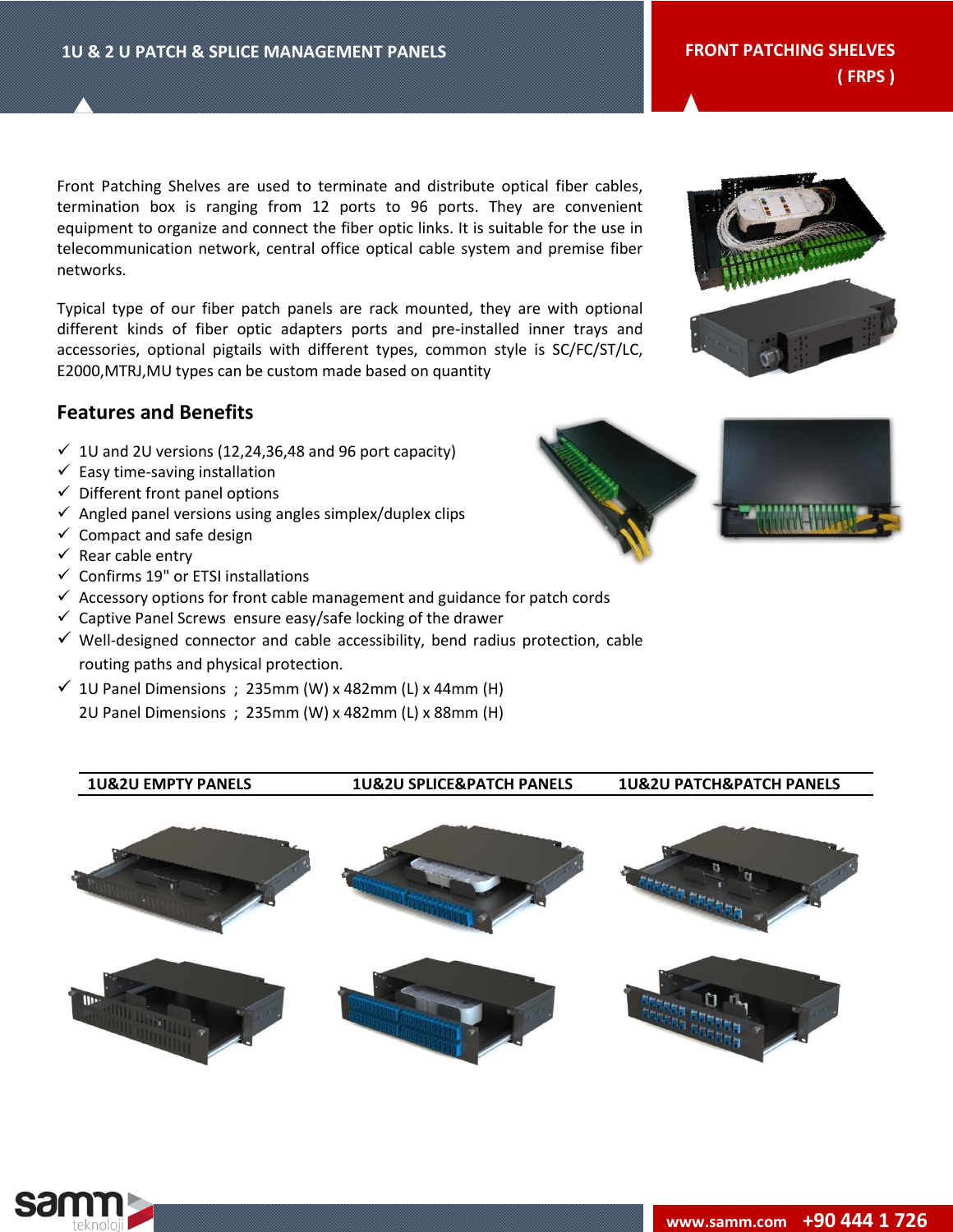# 1U & 2 U PATCH & SPLICE MANAGEMENT PANELS

## FRONT PATCHING SHELVES ( FRPS )

Front Patching Shelves are used to terminate and distribute optical fiber cables, termination box is ranging from 12 ports to 96 ports. They are convenient equipment to organize and connect the fiber optic links. It is suitable for the use in telecommunication network, central office optical cable system and premise fiber networks.

Typical type of our fiber patch panels are rack mounted, they are with optional different kinds of fiber optic adapters ports and pre-installed inner trays and accessories, optional pigtails with different types, common style is SC/FC/ST/LC, E2000,MTRJ,MU types can be custom made based on quantity

## Features and Benefits

- ✓ 1U and 2U versions (12,24,36,48 and 96 port capacity)
- ✓ Easy time-saving installation
- ✓ Different front panel options
- ✓ Angled panel versions using angles simplex/duplex clips
- ✓ Compact and safe design
- ✓ Rear cable entry
- ✓ Confirms 19" or ETSI installations
- ✓ Accessory options for front cable management and guidance for patch cords
- ✓ Captive Panel Screws ensure easy/safe locking of the drawer
- ✓ Well-designed connector and cable accessibility, bend radius protection, cable routing paths and physical protection.
- ✓ 1U Panel Dimensions ; 235mm (W) x 482mm (L) x 44mm (H)
  2U Panel Dimensions ; 235mm (W) x 482mm (L) x 88mm (H)

| 1U&2U EMPTY PANELS | 1U&2U SPLICE&PATCH PANELS | 1U&2U PATCH&PATCH PANELS |
|---|---|---|

www.samm.com +90 444 1 726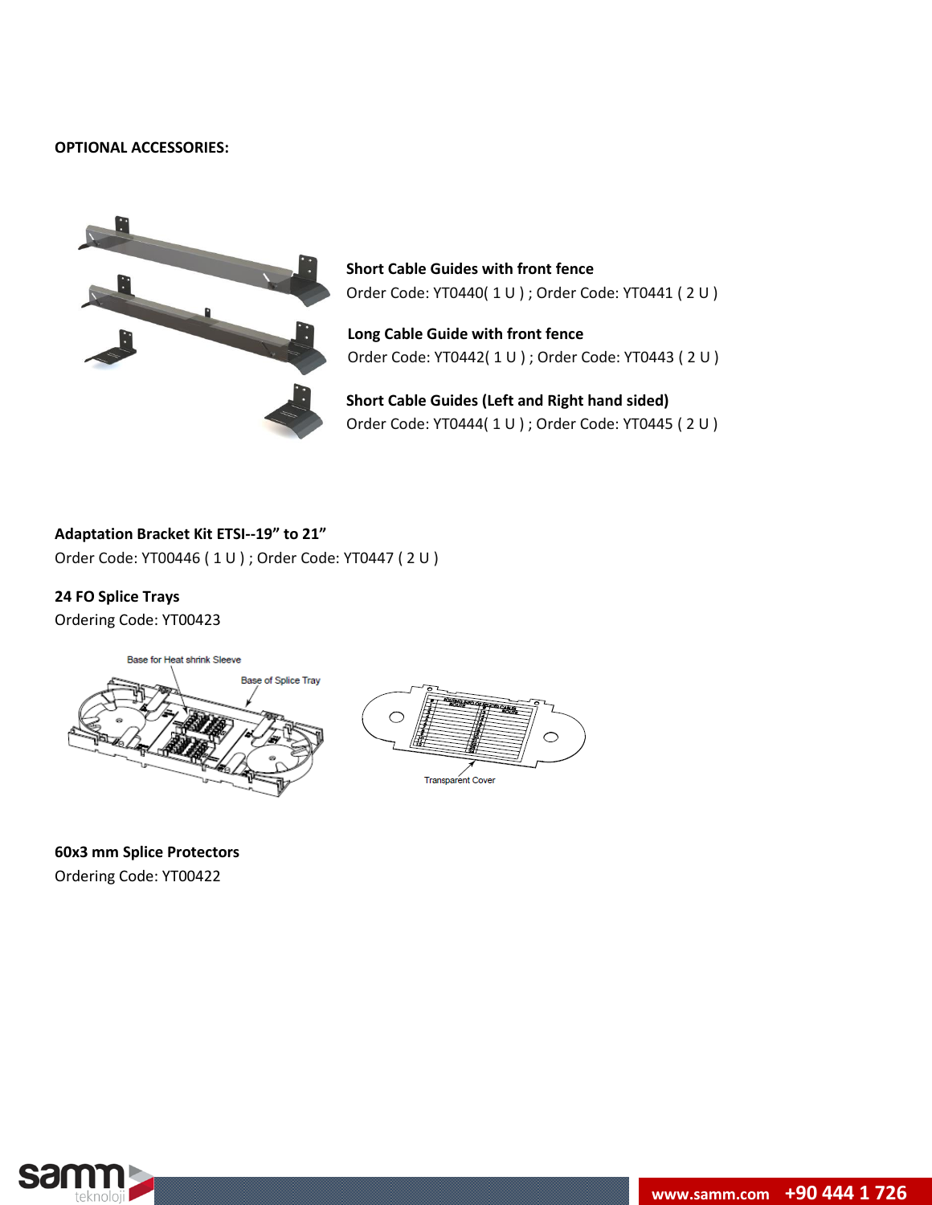**OPTIONAL ACCESSORIES:**

**Short Cable Guides with front fence**
Order Code: YT0440( 1 U ) ; Order Code: YT0441 ( 2 U )

**Long Cable Guide with front fence**
Order Code: YT0442( 1 U ) ; Order Code: YT0443 ( 2 U )

**Short Cable Guides (Left and Right hand sided)**
Order Code: YT0444( 1 U ) ; Order Code: YT0445 ( 2 U )

**Adaptation Bracket Kit ETSI--19" to 21"**
Order Code: YT00446 ( 1 U ) ; Order Code: YT0447 ( 2 U )

**24 FO Splice Trays**
Ordering Code: YT00423

Base for Heat shrink Sleeve

Base of Splice Tray

Transparent Cover

**60x3 mm Splice Protectors**
Ordering Code: YT00422